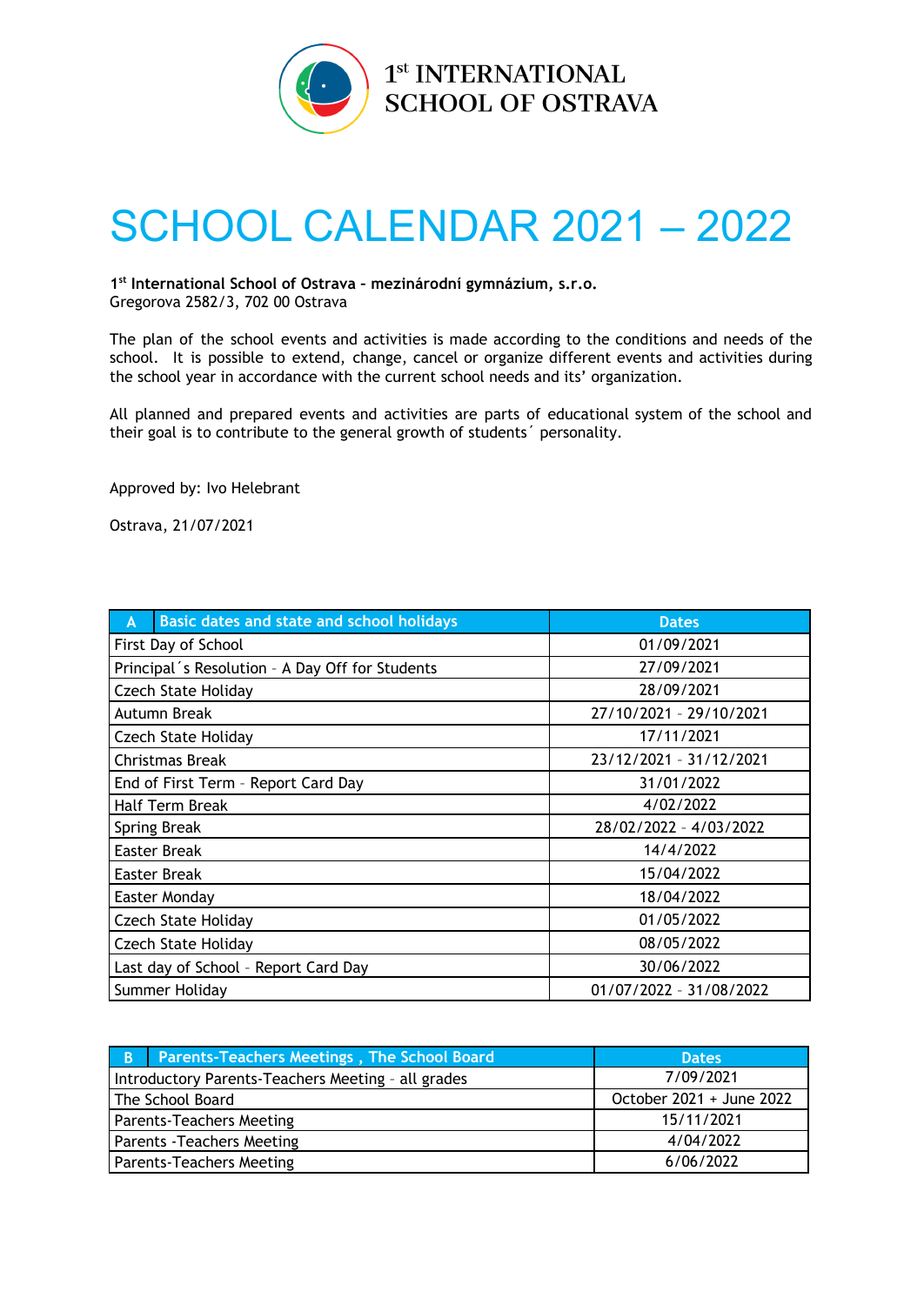1st INTERNATIONAL SCHOOL OF OSTRAVA

# SCHOOL CALENDAR 2021 – 2022

**1st International School of Ostrava – mezinárodní gymnázium, s.r.o.**
Gregorova 2582/3, 702 00 Ostrava

The plan of the school events and activities is made according to the conditions and needs of the school. It is possible to extend, change, cancel or organize different events and activities during the school year in accordance with the current school needs and its' organization.

All planned and prepared events and activities are parts of educational system of the school and their goal is to contribute to the general growth of students´ personality.

Approved by: Ivo Helebrant

Ostrava, 21/07/2021

| A | Basic dates and state and school holidays | Dates |
|---|---|---|
| First Day of School | | 01/09/2021 |
| Principal´s Resolution – A Day Off for Students | | 27/09/2021 |
| Czech State Holiday | | 28/09/2021 |
| Autumn Break | | 27/10/2021 – 29/10/2021 |
| Czech State Holiday | | 17/11/2021 |
| Christmas Break | | 23/12/2021 – 31/12/2021 |
| End of First Term – Report Card Day | | 31/01/2022 |
| Half Term Break | | 4/02/2022 |
| Spring Break | | 28/02/2022 – 4/03/2022 |
| Easter Break | | 14/4/2022 |
| Easter Break | | 15/04/2022 |
| Easter Monday | | 18/04/2022 |
| Czech State Holiday | | 01/05/2022 |
| Czech State Holiday | | 08/05/2022 |
| Last day of School – Report Card Day | | 30/06/2022 |
| Summer Holiday | | 01/07/2022 – 31/08/2022 |

| B | Parents-Teachers Meetings , The School Board | Dates |
|---|---|---|
| Introductory Parents-Teachers Meeting – all grades | | 7/09/2021 |
| The School Board | | October 2021 + June 2022 |
| Parents-Teachers Meeting | | 15/11/2021 |
| Parents -Teachers Meeting | | 4/04/2022 |
| Parents-Teachers Meeting | | 6/06/2022 |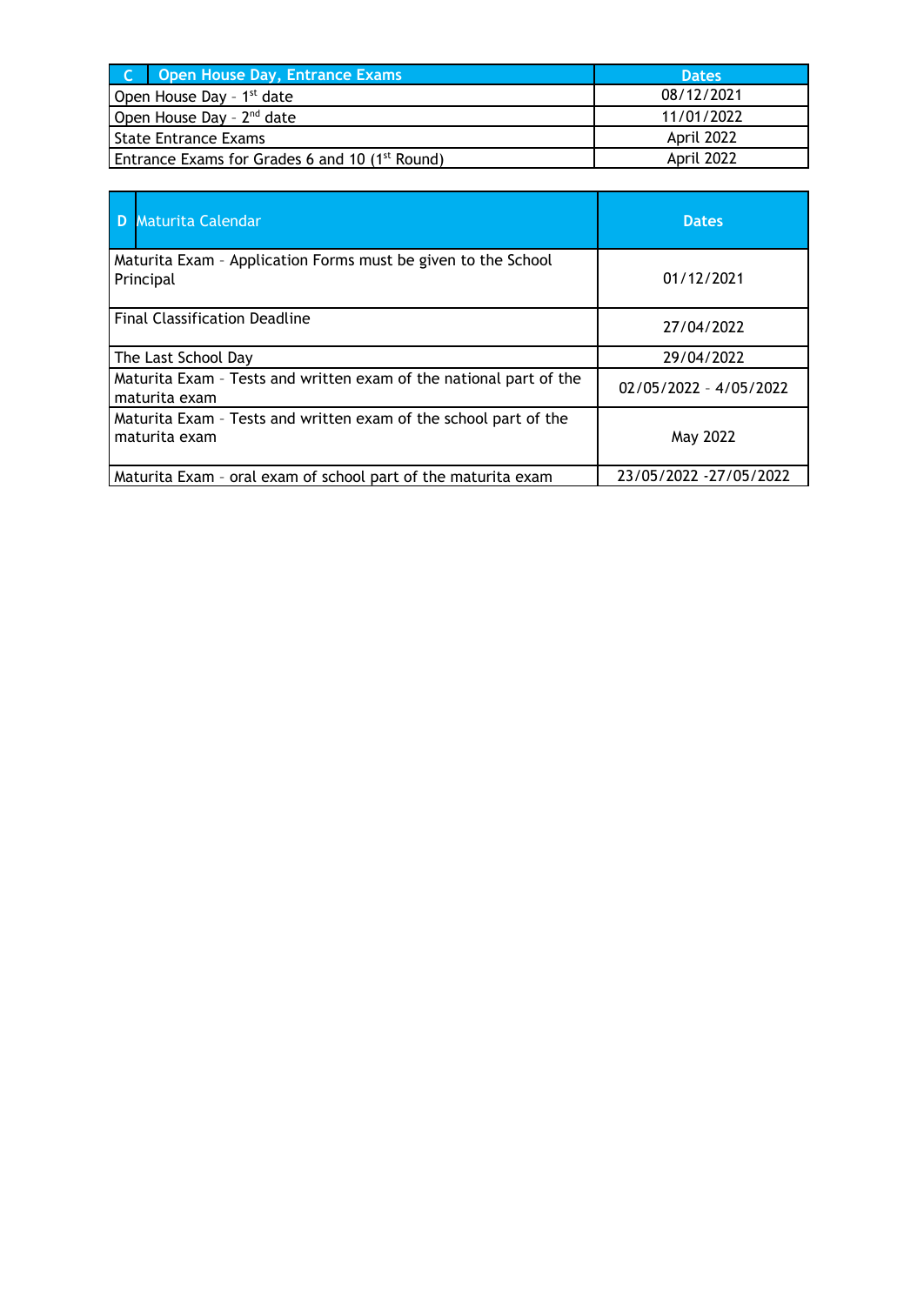| C Open House Day, Entrance Exams | Dates |
|---|---|
| Open House Day – 1st date | 08/12/2021 |
| Open House Day – 2nd date | 11/01/2022 |
| State Entrance Exams | April 2022 |
| Entrance Exams for Grades 6 and 10 (1st Round) | April 2022 |

| D Maturita Calendar | Dates |
|---|---|
| Maturita Exam – Application Forms must be given to the School Principal | 01/12/2021 |
| Final Classification Deadline | 27/04/2022 |
| The Last School Day | 29/04/2022 |
| Maturita Exam – Tests and written exam of the national part of the maturita exam | 02/05/2022 – 4/05/2022 |
| Maturita Exam – Tests and written exam of the school part of the maturita exam | May 2022 |
| Maturita Exam – oral exam of school part of the maturita exam | 23/05/2022 -27/05/2022 |